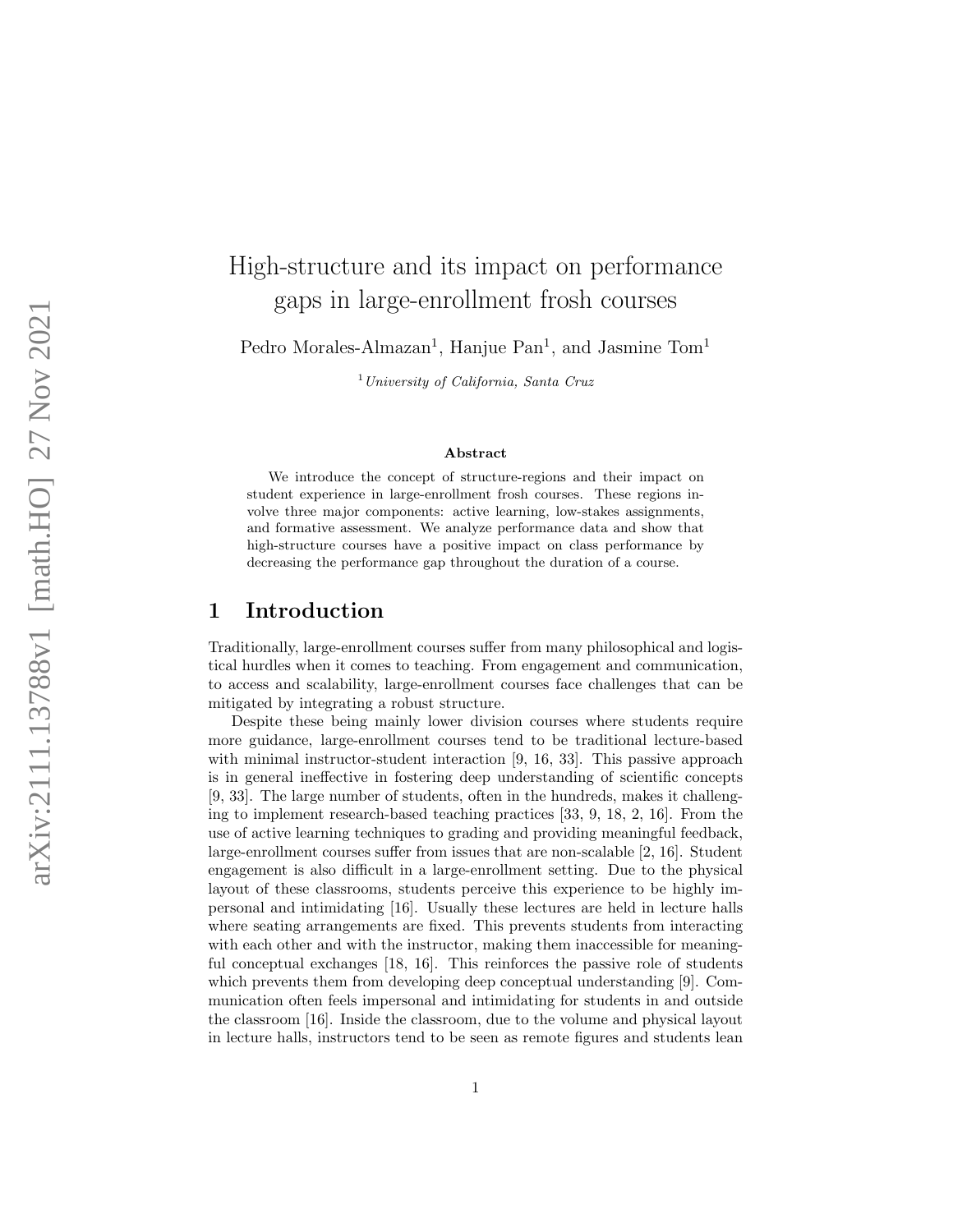# High-structure and its impact on performance gaps in large-enrollment frosh courses

Pedro Morales-Almazan[1], Hanjue Pan[1], and Jasmine Tom[1]

[1] *University of California, Santa Cruz*

### Abstract

We introduce the concept of structure-regions and their impact on student experience in large-enrollment frosh courses. These regions involve three major components: active learning, low-stakes assignments, and formative assessment. We analyze performance data and show that high-structure courses have a positive impact on class performance by decreasing the performance gap throughout the duration of a course.

## 1 Introduction

Traditionally, large-enrollment courses suffer from many philosophical and logistical hurdles when it comes to teaching. From engagement and communication, to access and scalability, large-enrollment courses face challenges that can be mitigated by integrating a robust structure.

Despite these being mainly lower division courses where students require more guidance, large-enrollment courses tend to be traditional lecture-based with minimal instructor-student interaction [9, 16, 33]. This passive approach is in general ineffective in fostering deep understanding of scientific concepts [9, 33]. The large number of students, often in the hundreds, makes it challenging to implement research-based teaching practices [33, 9, 18, 2, 16]. From the use of active learning techniques to grading and providing meaningful feedback, large-enrollment courses suffer from issues that are non-scalable [2, 16]. Student engagement is also difficult in a large-enrollment setting. Due to the physical layout of these classrooms, students perceive this experience to be highly impersonal and intimidating [16]. Usually these lectures are held in lecture halls where seating arrangements are fixed. This prevents students from interacting with each other and with the instructor, making them inaccessible for meaningful conceptual exchanges [18, 16]. This reinforces the passive role of students which prevents them from developing deep conceptual understanding [9]. Communication often feels impersonal and intimidating for students in and outside the classroom [16]. Inside the classroom, due to the volume and physical layout in lecture halls, instructors tend to be seen as remote figures and students lean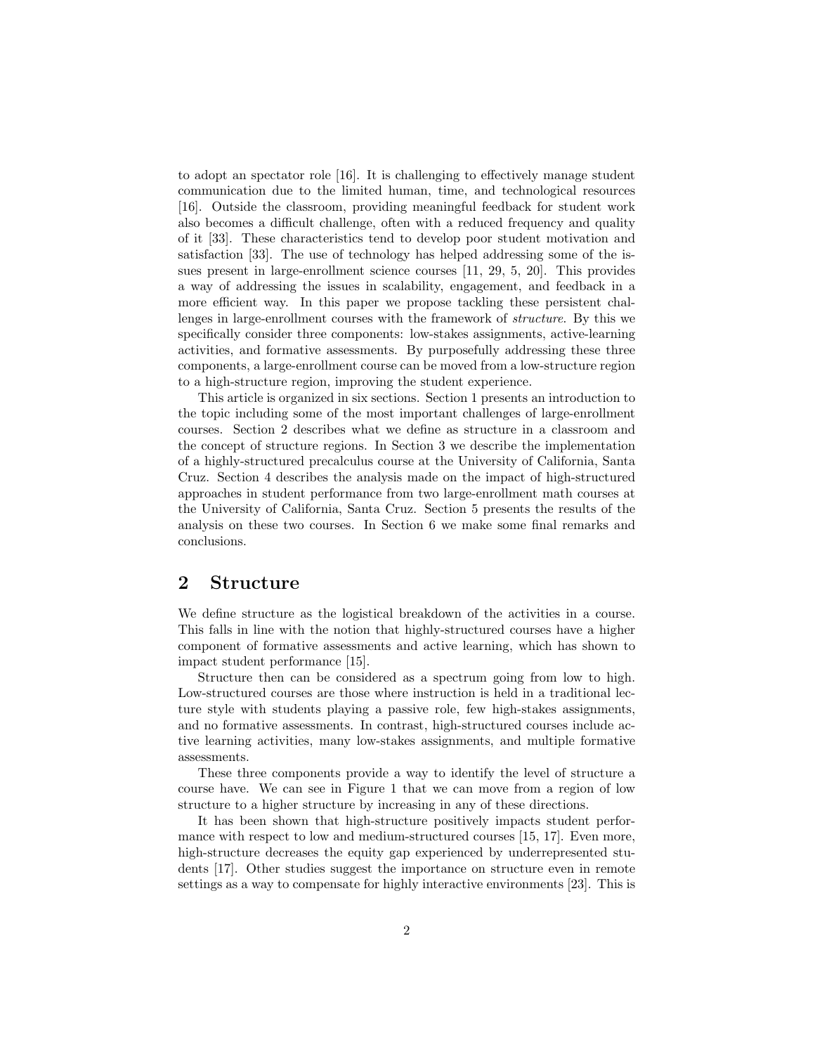to adopt an spectator role [16]. It is challenging to effectively manage student communication due to the limited human, time, and technological resources [16]. Outside the classroom, providing meaningful feedback for student work also becomes a difficult challenge, often with a reduced frequency and quality of it [33]. These characteristics tend to develop poor student motivation and satisfaction [33]. The use of technology has helped addressing some of the issues present in large-enrollment science courses [11, 29, 5, 20]. This provides a way of addressing the issues in scalability, engagement, and feedback in a more efficient way. In this paper we propose tackling these persistent challenges in large-enrollment courses with the framework of *structure*. By this we specifically consider three components: low-stakes assignments, active-learning activities, and formative assessments. By purposefully addressing these three components, a large-enrollment course can be moved from a low-structure region to a high-structure region, improving the student experience.

This article is organized in six sections. Section 1 presents an introduction to the topic including some of the most important challenges of large-enrollment courses. Section 2 describes what we define as structure in a classroom and the concept of structure regions. In Section 3 we describe the implementation of a highly-structured precalculus course at the University of California, Santa Cruz. Section 4 describes the analysis made on the impact of high-structured approaches in student performance from two large-enrollment math courses at the University of California, Santa Cruz. Section 5 presents the results of the analysis on these two courses. In Section 6 we make some final remarks and conclusions.

## 2 Structure

We define structure as the logistical breakdown of the activities in a course. This falls in line with the notion that highly-structured courses have a higher component of formative assessments and active learning, which has shown to impact student performance [15].

Structure then can be considered as a spectrum going from low to high. Low-structured courses are those where instruction is held in a traditional lecture style with students playing a passive role, few high-stakes assignments, and no formative assessments. In contrast, high-structured courses include active learning activities, many low-stakes assignments, and multiple formative assessments.

These three components provide a way to identify the level of structure a course have. We can see in Figure 1 that we can move from a region of low structure to a higher structure by increasing in any of these directions.

It has been shown that high-structure positively impacts student performance with respect to low and medium-structured courses [15, 17]. Even more, high-structure decreases the equity gap experienced by underrepresented students [17]. Other studies suggest the importance on structure even in remote settings as a way to compensate for highly interactive environments [23]. This is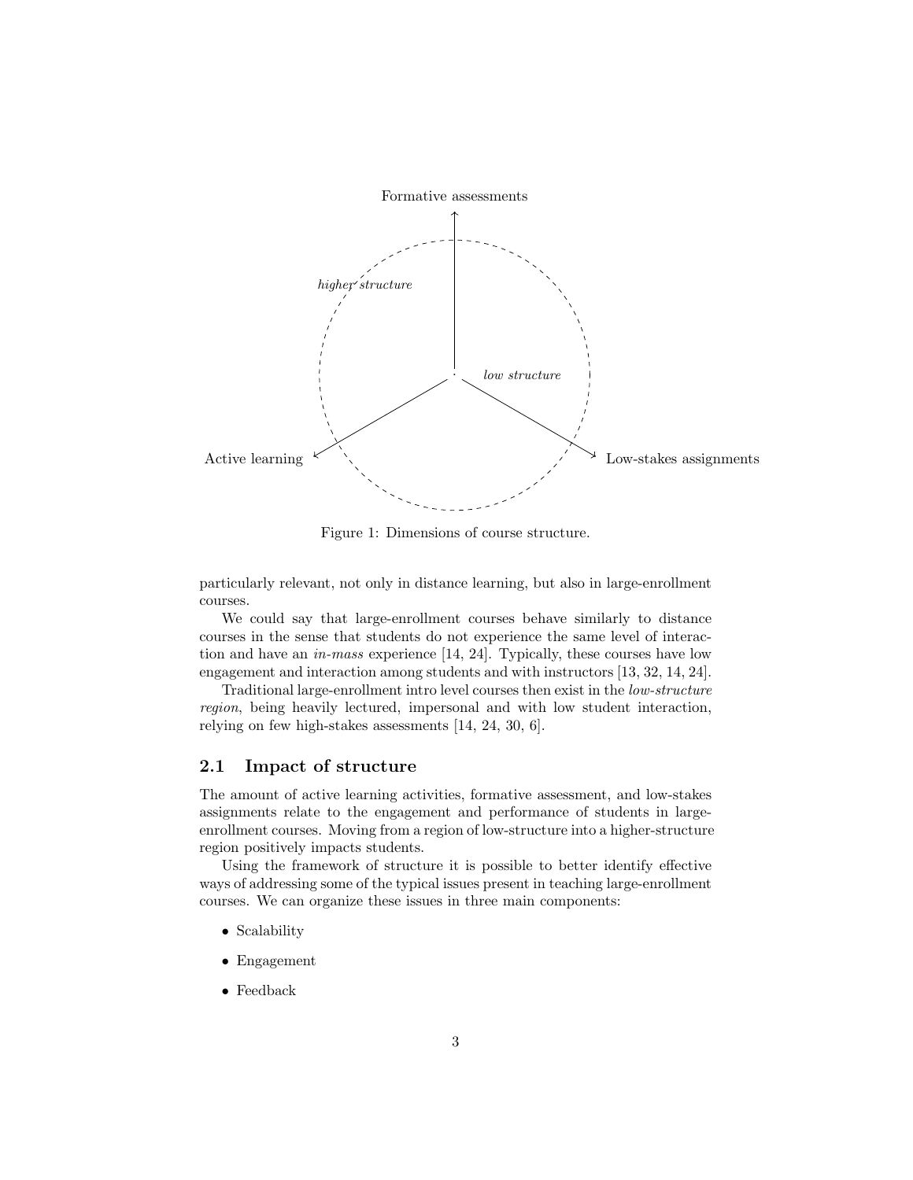Figure 1: Dimensions of course structure.

particularly relevant, not only in distance learning, but also in large-enrollment courses.

We could say that large-enrollment courses behave similarly to distance courses in the sense that students do not experience the same level of interaction and have an *in-mass* experience [14, 24]. Typically, these courses have low engagement and interaction among students and with instructors [13, 32, 14, 24].

Traditional large-enrollment intro level courses then exist in the *low-structure region*, being heavily lectured, impersonal and with low student interaction, relying on few high-stakes assessments [14, 24, 30, 6].

## 2.1 Impact of structure

The amount of active learning activities, formative assessment, and low-stakes assignments relate to the engagement and performance of students in large-enrollment courses. Moving from a region of low-structure into a higher-structure region positively impacts students.

Using the framework of structure it is possible to better identify effective ways of addressing some of the typical issues present in teaching large-enrollment courses. We can organize these issues in three main components:

- Scalability
- Engagement
- Feedback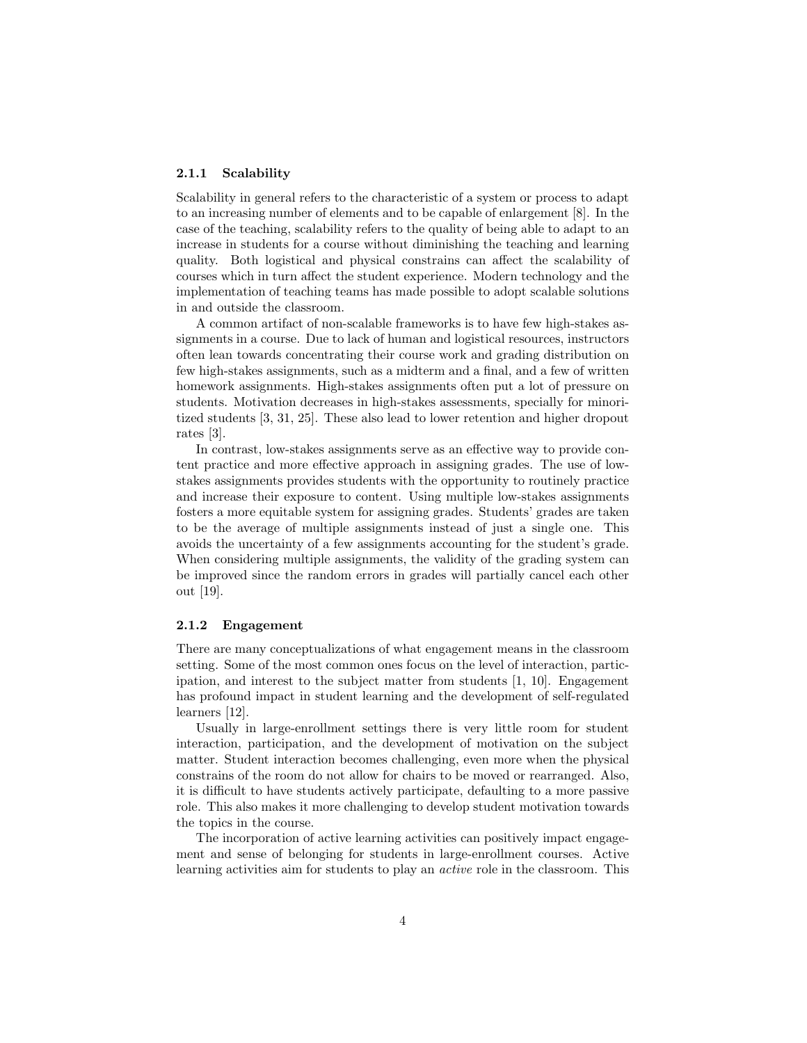### 2.1.1 Scalability

Scalability in general refers to the characteristic of a system or process to adapt to an increasing number of elements and to be capable of enlargement [8]. In the case of the teaching, scalability refers to the quality of being able to adapt to an increase in students for a course without diminishing the teaching and learning quality. Both logistical and physical constrains can affect the scalability of courses which in turn affect the student experience. Modern technology and the implementation of teaching teams has made possible to adopt scalable solutions in and outside the classroom.

A common artifact of non-scalable frameworks is to have few high-stakes assignments in a course. Due to lack of human and logistical resources, instructors often lean towards concentrating their course work and grading distribution on few high-stakes assignments, such as a midterm and a final, and a few of written homework assignments. High-stakes assignments often put a lot of pressure on students. Motivation decreases in high-stakes assessments, specially for minoritized students [3, 31, 25]. These also lead to lower retention and higher dropout rates [3].

In contrast, low-stakes assignments serve as an effective way to provide content practice and more effective approach in assigning grades. The use of low-stakes assignments provides students with the opportunity to routinely practice and increase their exposure to content. Using multiple low-stakes assignments fosters a more equitable system for assigning grades. Students' grades are taken to be the average of multiple assignments instead of just a single one. This avoids the uncertainty of a few assignments accounting for the student's grade. When considering multiple assignments, the validity of the grading system can be improved since the random errors in grades will partially cancel each other out [19].

### 2.1.2 Engagement

There are many conceptualizations of what engagement means in the classroom setting. Some of the most common ones focus on the level of interaction, participation, and interest to the subject matter from students [1, 10]. Engagement has profound impact in student learning and the development of self-regulated learners [12].

Usually in large-enrollment settings there is very little room for student interaction, participation, and the development of motivation on the subject matter. Student interaction becomes challenging, even more when the physical constrains of the room do not allow for chairs to be moved or rearranged. Also, it is difficult to have students actively participate, defaulting to a more passive role. This also makes it more challenging to develop student motivation towards the topics in the course.

The incorporation of active learning activities can positively impact engagement and sense of belonging for students in large-enrollment courses. Active learning activities aim for students to play an *active* role in the classroom. This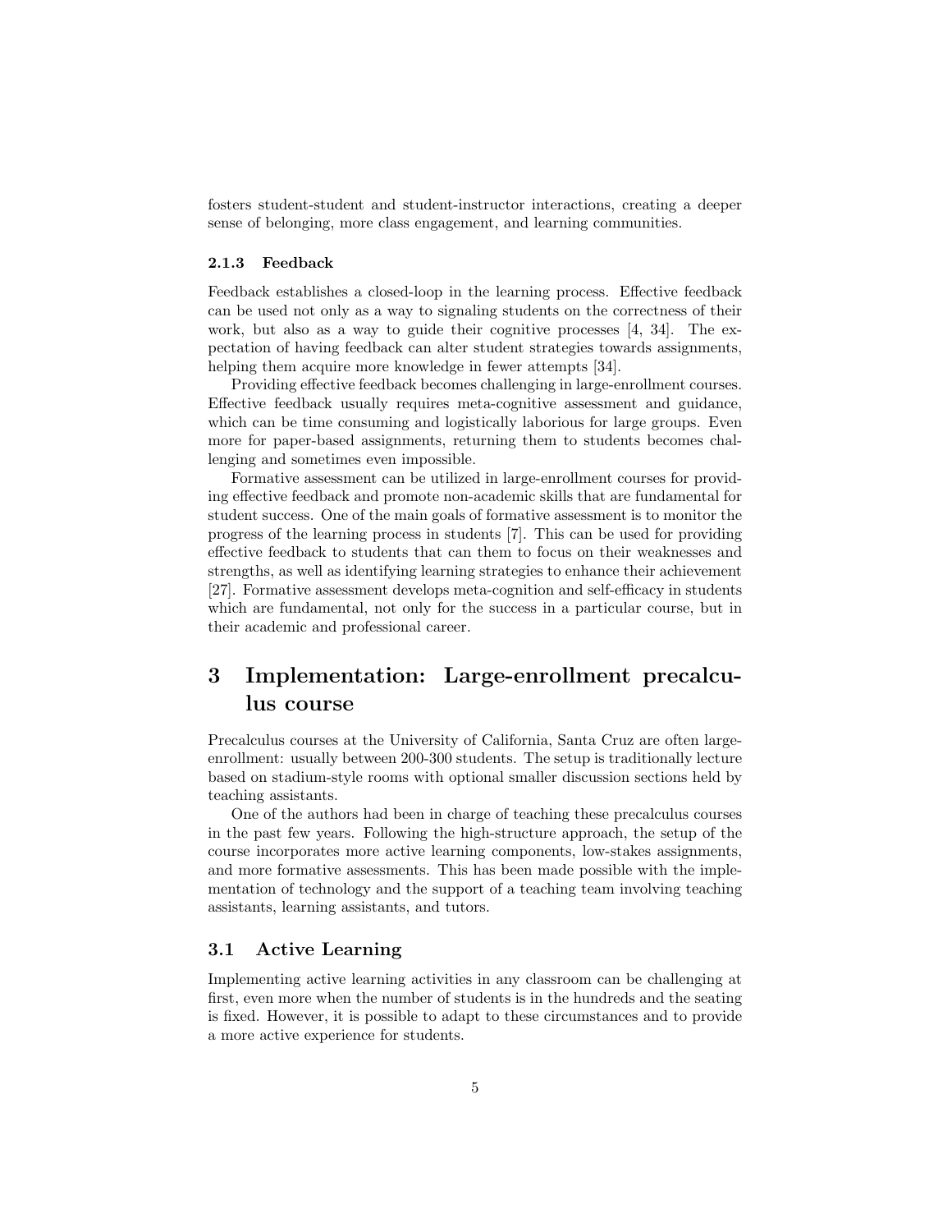fosters student-student and student-instructor interactions, creating a deeper sense of belonging, more class engagement, and learning communities.

#### 2.1.3 Feedback

Feedback establishes a closed-loop in the learning process. Effective feedback can be used not only as a way to signaling students on the correctness of their work, but also as a way to guide their cognitive processes [4, 34]. The expectation of having feedback can alter student strategies towards assignments, helping them acquire more knowledge in fewer attempts [34].

Providing effective feedback becomes challenging in large-enrollment courses. Effective feedback usually requires meta-cognitive assessment and guidance, which can be time consuming and logistically laborious for large groups. Even more for paper-based assignments, returning them to students becomes challenging and sometimes even impossible.

Formative assessment can be utilized in large-enrollment courses for providing effective feedback and promote non-academic skills that are fundamental for student success. One of the main goals of formative assessment is to monitor the progress of the learning process in students [7]. This can be used for providing effective feedback to students that can them to focus on their weaknesses and strengths, as well as identifying learning strategies to enhance their achievement [27]. Formative assessment develops meta-cognition and self-efficacy in students which are fundamental, not only for the success in a particular course, but in their academic and professional career.

# 3 Implementation: Large-enrollment precalculus course

Precalculus courses at the University of California, Santa Cruz are often large-enrollment: usually between 200-300 students. The setup is traditionally lecture based on stadium-style rooms with optional smaller discussion sections held by teaching assistants.

One of the authors had been in charge of teaching these precalculus courses in the past few years. Following the high-structure approach, the setup of the course incorporates more active learning components, low-stakes assignments, and more formative assessments. This has been made possible with the implementation of technology and the support of a teaching team involving teaching assistants, learning assistants, and tutors.

## 3.1 Active Learning

Implementing active learning activities in any classroom can be challenging at first, even more when the number of students is in the hundreds and the seating is fixed. However, it is possible to adapt to these circumstances and to provide a more active experience for students.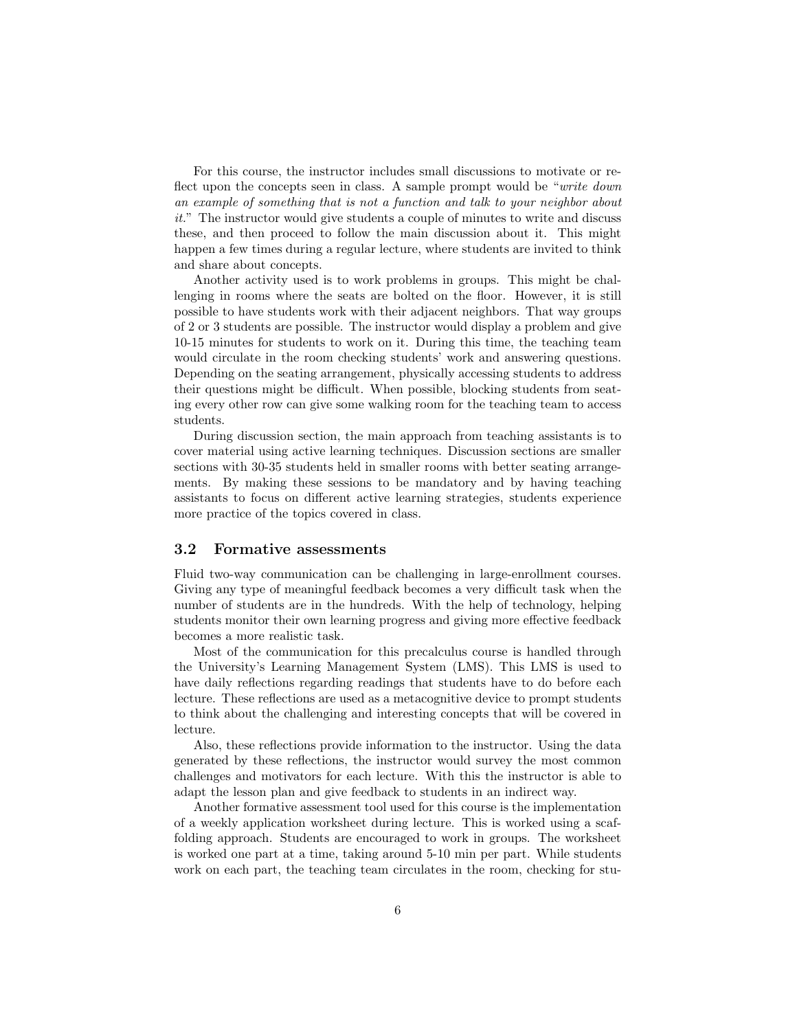For this course, the instructor includes small discussions to motivate or reflect upon the concepts seen in class. A sample prompt would be "*write down an example of something that is not a function and talk to your neighbor about it.*" The instructor would give students a couple of minutes to write and discuss these, and then proceed to follow the main discussion about it. This might happen a few times during a regular lecture, where students are invited to think and share about concepts.

Another activity used is to work problems in groups. This might be challenging in rooms where the seats are bolted on the floor. However, it is still possible to have students work with their adjacent neighbors. That way groups of 2 or 3 students are possible. The instructor would display a problem and give 10-15 minutes for students to work on it. During this time, the teaching team would circulate in the room checking students' work and answering questions. Depending on the seating arrangement, physically accessing students to address their questions might be difficult. When possible, blocking students from seating every other row can give some walking room for the teaching team to access students.

During discussion section, the main approach from teaching assistants is to cover material using active learning techniques. Discussion sections are smaller sections with 30-35 students held in smaller rooms with better seating arrangements. By making these sessions to be mandatory and by having teaching assistants to focus on different active learning strategies, students experience more practice of the topics covered in class.

### 3.2 Formative assessments

Fluid two-way communication can be challenging in large-enrollment courses. Giving any type of meaningful feedback becomes a very difficult task when the number of students are in the hundreds. With the help of technology, helping students monitor their own learning progress and giving more effective feedback becomes a more realistic task.

Most of the communication for this precalculus course is handled through the University's Learning Management System (LMS). This LMS is used to have daily reflections regarding readings that students have to do before each lecture. These reflections are used as a metacognitive device to prompt students to think about the challenging and interesting concepts that will be covered in lecture.

Also, these reflections provide information to the instructor. Using the data generated by these reflections, the instructor would survey the most common challenges and motivators for each lecture. With this the instructor is able to adapt the lesson plan and give feedback to students in an indirect way.

Another formative assessment tool used for this course is the implementation of a weekly application worksheet during lecture. This is worked using a scaffolding approach. Students are encouraged to work in groups. The worksheet is worked one part at a time, taking around 5-10 min per part. While students work on each part, the teaching team circulates in the room, checking for stu-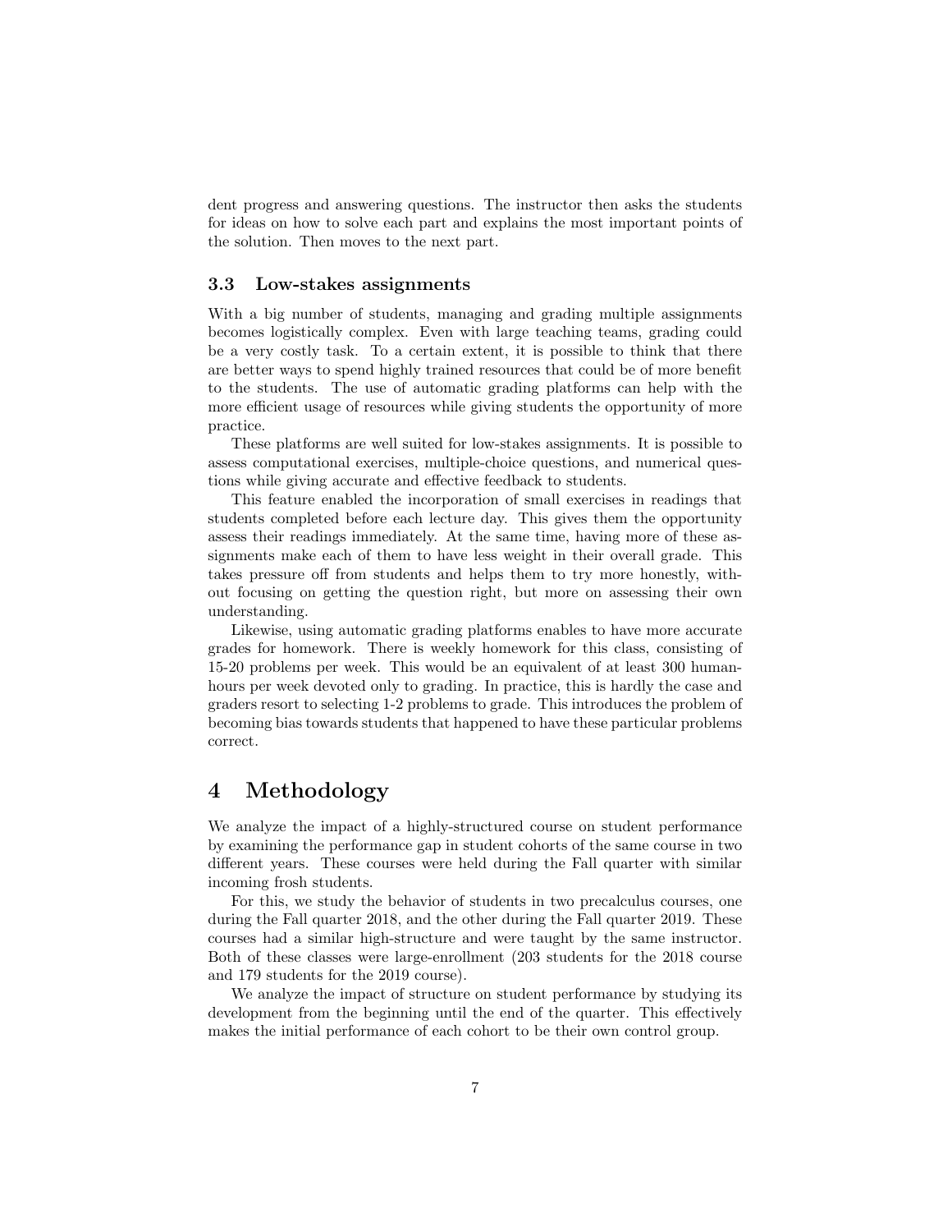dent progress and answering questions. The instructor then asks the students for ideas on how to solve each part and explains the most important points of the solution. Then moves to the next part.

### 3.3 Low-stakes assignments

With a big number of students, managing and grading multiple assignments becomes logistically complex. Even with large teaching teams, grading could be a very costly task. To a certain extent, it is possible to think that there are better ways to spend highly trained resources that could be of more benefit to the students. The use of automatic grading platforms can help with the more efficient usage of resources while giving students the opportunity of more practice.

These platforms are well suited for low-stakes assignments. It is possible to assess computational exercises, multiple-choice questions, and numerical questions while giving accurate and effective feedback to students.

This feature enabled the incorporation of small exercises in readings that students completed before each lecture day. This gives them the opportunity assess their readings immediately. At the same time, having more of these assignments make each of them to have less weight in their overall grade. This takes pressure off from students and helps them to try more honestly, without focusing on getting the question right, but more on assessing their own understanding.

Likewise, using automatic grading platforms enables to have more accurate grades for homework. There is weekly homework for this class, consisting of 15-20 problems per week. This would be an equivalent of at least 300 human-hours per week devoted only to grading. In practice, this is hardly the case and graders resort to selecting 1-2 problems to grade. This introduces the problem of becoming bias towards students that happened to have these particular problems correct.

## 4 Methodology

We analyze the impact of a highly-structured course on student performance by examining the performance gap in student cohorts of the same course in two different years. These courses were held during the Fall quarter with similar incoming frosh students.

For this, we study the behavior of students in two precalculus courses, one during the Fall quarter 2018, and the other during the Fall quarter 2019. These courses had a similar high-structure and were taught by the same instructor. Both of these classes were large-enrollment (203 students for the 2018 course and 179 students for the 2019 course).

We analyze the impact of structure on student performance by studying its development from the beginning until the end of the quarter. This effectively makes the initial performance of each cohort to be their own control group.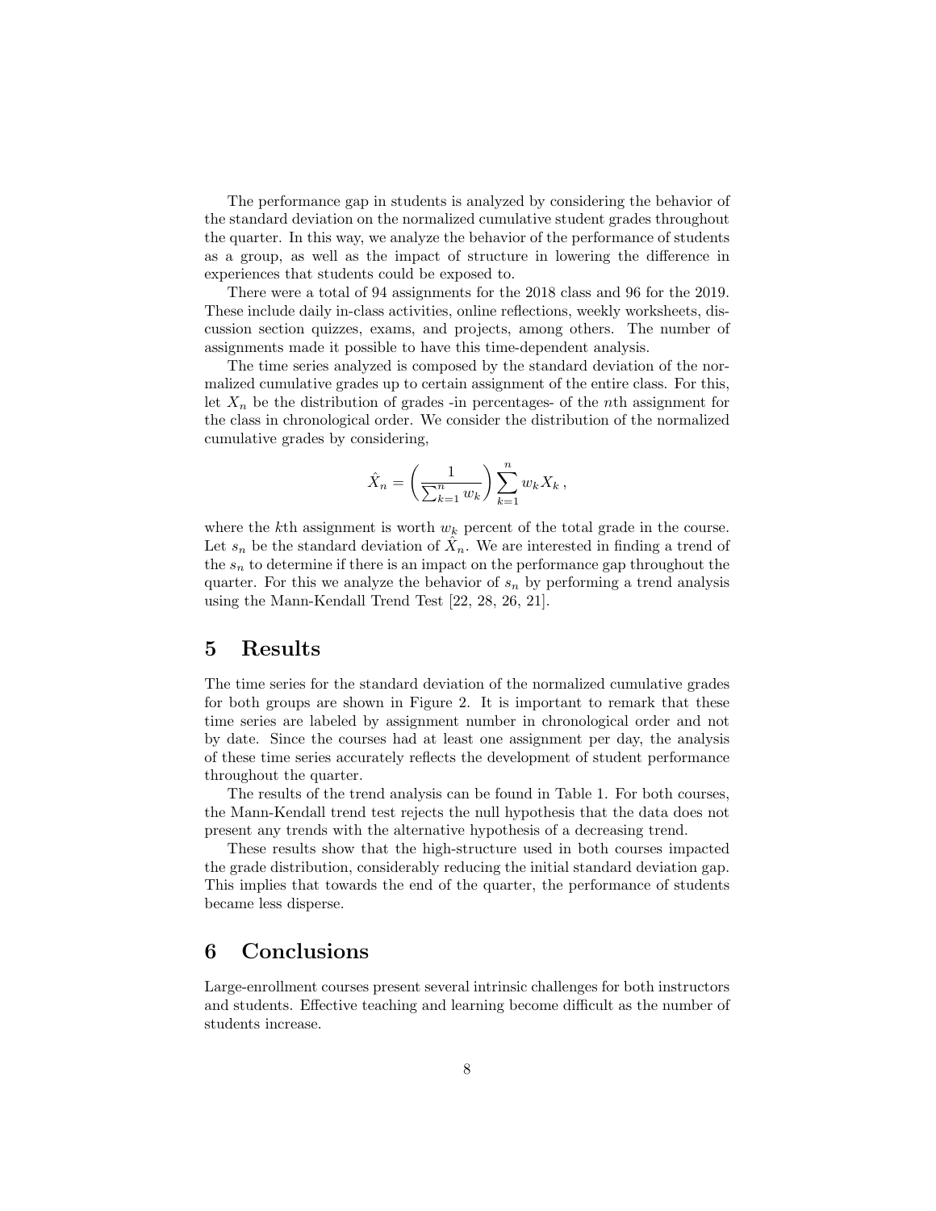The performance gap in students is analyzed by considering the behavior of the standard deviation on the normalized cumulative student grades throughout the quarter. In this way, we analyze the behavior of the performance of students as a group, as well as the impact of structure in lowering the difference in experiences that students could be exposed to.

There were a total of 94 assignments for the 2018 class and 96 for the 2019. These include daily in-class activities, online reflections, weekly worksheets, discussion section quizzes, exams, and projects, among others. The number of assignments made it possible to have this time-dependent analysis.

The time series analyzed is composed by the standard deviation of the normalized cumulative grades up to certain assignment of the entire class. For this, let $X_n$ be the distribution of grades -in percentages- of the $n$th assignment for the class in chronological order. We consider the distribution of the normalized cumulative grades by considering,

$$\hat{X}_n = \left( \frac{1}{\sum_{k=1}^{n} w_k} \right) \sum_{k=1}^{n} w_k X_k \,,$$

where the $k$th assignment is worth $w_k$ percent of the total grade in the course. Let $s_n$ be the standard deviation of $\hat{X}_n$. We are interested in finding a trend of the $s_n$ to determine if there is an impact on the performance gap throughout the quarter. For this we analyze the behavior of $s_n$ by performing a trend analysis using the Mann-Kendall Trend Test [22, 28, 26, 21].

# 5 Results

The time series for the standard deviation of the normalized cumulative grades for both groups are shown in Figure 2. It is important to remark that these time series are labeled by assignment number in chronological order and not by date. Since the courses had at least one assignment per day, the analysis of these time series accurately reflects the development of student performance throughout the quarter.

The results of the trend analysis can be found in Table 1. For both courses, the Mann-Kendall trend test rejects the null hypothesis that the data does not present any trends with the alternative hypothesis of a decreasing trend.

These results show that the high-structure used in both courses impacted the grade distribution, considerably reducing the initial standard deviation gap. This implies that towards the end of the quarter, the performance of students became less disperse.

# 6 Conclusions

Large-enrollment courses present several intrinsic challenges for both instructors and students. Effective teaching and learning become difficult as the number of students increase.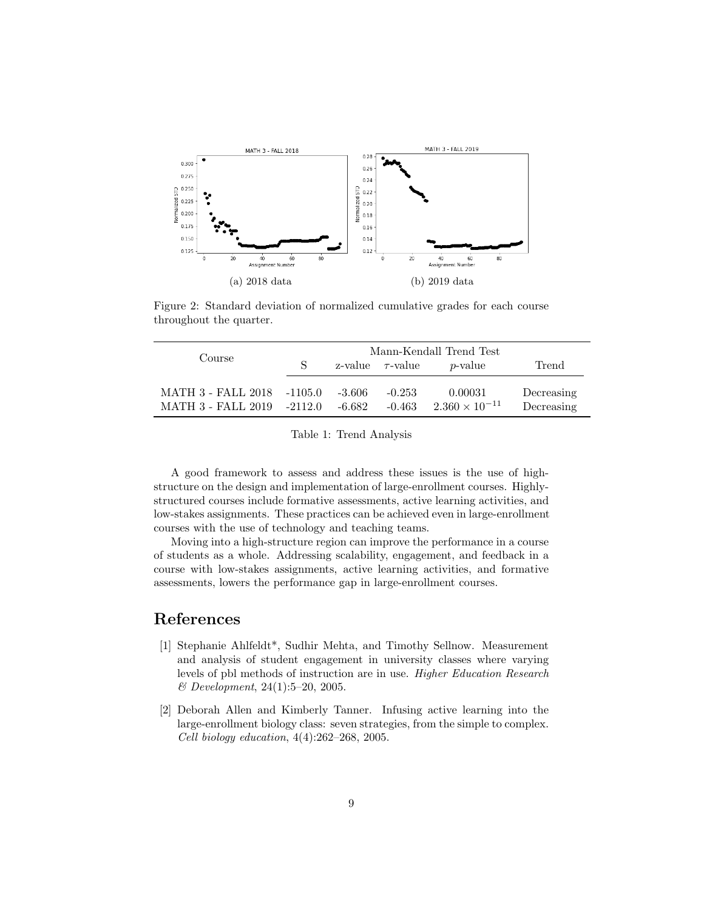(a) 2018 data

(b) 2019 data

Figure 2: Standard deviation of normalized cumulative grades for each course throughout the quarter.

| Course | Mann-Kendall Trend Test | | | | |
|---|---|---|---|---|---|
| | S | z-value | $\tau$-value | $p$-value | Trend |
| MATH 3 - FALL 2018 | -1105.0 | -3.606 | -0.253 | 0.00031 | Decreasing |
| MATH 3 - FALL 2019 | -2112.0 | -6.682 | -0.463 | $2.360 \times 10^{-11}$ | Decreasing |

Table 1: Trend Analysis

A good framework to assess and address these issues is the use of high-structure on the design and implementation of large-enrollment courses. Highly-structured courses include formative assessments, active learning activities, and low-stakes assignments. These practices can be achieved even in large-enrollment courses with the use of technology and teaching teams.

Moving into a high-structure region can improve the performance in a course of students as a whole. Addressing scalability, engagement, and feedback in a course with low-stakes assignments, active learning activities, and formative assessments, lowers the performance gap in large-enrollment courses.

## References

[1] Stephanie Ahlfeldt*, Sudhir Mehta, and Timothy Sellnow. Measurement and analysis of student engagement in university classes where varying levels of pbl methods of instruction are in use. *Higher Education Research & Development*, 24(1):5–20, 2005.

[2] Deborah Allen and Kimberly Tanner. Infusing active learning into the large-enrollment biology class: seven strategies, from the simple to complex. *Cell biology education*, 4(4):262–268, 2005.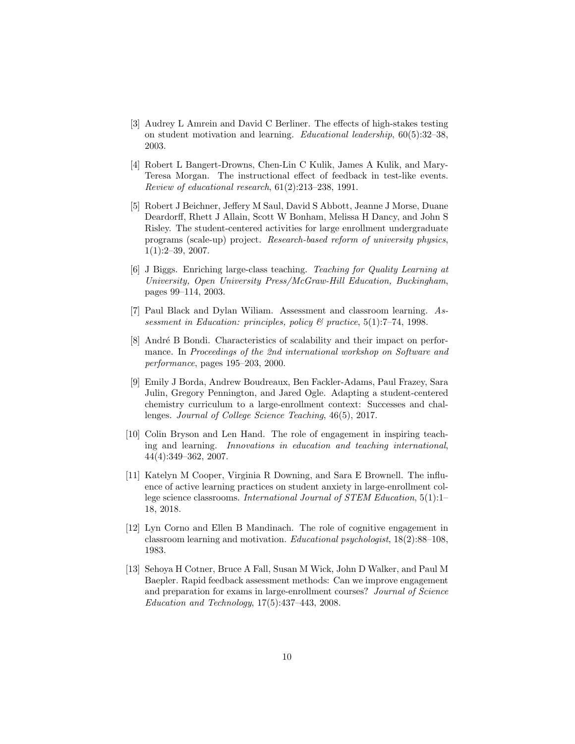[3] Audrey L Amrein and David C Berliner. The effects of high-stakes testing on student motivation and learning. *Educational leadership*, 60(5):32–38, 2003.

[4] Robert L Bangert-Drowns, Chen-Lin C Kulik, James A Kulik, and Mary-Teresa Morgan. The instructional effect of feedback in test-like events. *Review of educational research*, 61(2):213–238, 1991.

[5] Robert J Beichner, Jeffery M Saul, David S Abbott, Jeanne J Morse, Duane Deardorff, Rhett J Allain, Scott W Bonham, Melissa H Dancy, and John S Risley. The student-centered activities for large enrollment undergraduate programs (scale-up) project. *Research-based reform of university physics*, 1(1):2–39, 2007.

[6] J Biggs. Enriching large-class teaching. *Teaching for Quality Learning at University, Open University Press/McGraw-Hill Education, Buckingham*, pages 99–114, 2003.

[7] Paul Black and Dylan Wiliam. Assessment and classroom learning. *Assessment in Education: principles, policy & practice*, 5(1):7–74, 1998.

[8] André B Bondi. Characteristics of scalability and their impact on performance. In *Proceedings of the 2nd international workshop on Software and performance*, pages 195–203, 2000.

[9] Emily J Borda, Andrew Boudreaux, Ben Fackler-Adams, Paul Frazey, Sara Julin, Gregory Pennington, and Jared Ogle. Adapting a student-centered chemistry curriculum to a large-enrollment context: Successes and challenges. *Journal of College Science Teaching*, 46(5), 2017.

[10] Colin Bryson and Len Hand. The role of engagement in inspiring teaching and learning. *Innovations in education and teaching international*, 44(4):349–362, 2007.

[11] Katelyn M Cooper, Virginia R Downing, and Sara E Brownell. The influence of active learning practices on student anxiety in large-enrollment college science classrooms. *International Journal of STEM Education*, 5(1):1–18, 2018.

[12] Lyn Corno and Ellen B Mandinach. The role of cognitive engagement in classroom learning and motivation. *Educational psychologist*, 18(2):88–108, 1983.

[13] Sehoya H Cotner, Bruce A Fall, Susan M Wick, John D Walker, and Paul M Baepler. Rapid feedback assessment methods: Can we improve engagement and preparation for exams in large-enrollment courses? *Journal of Science Education and Technology*, 17(5):437–443, 2008.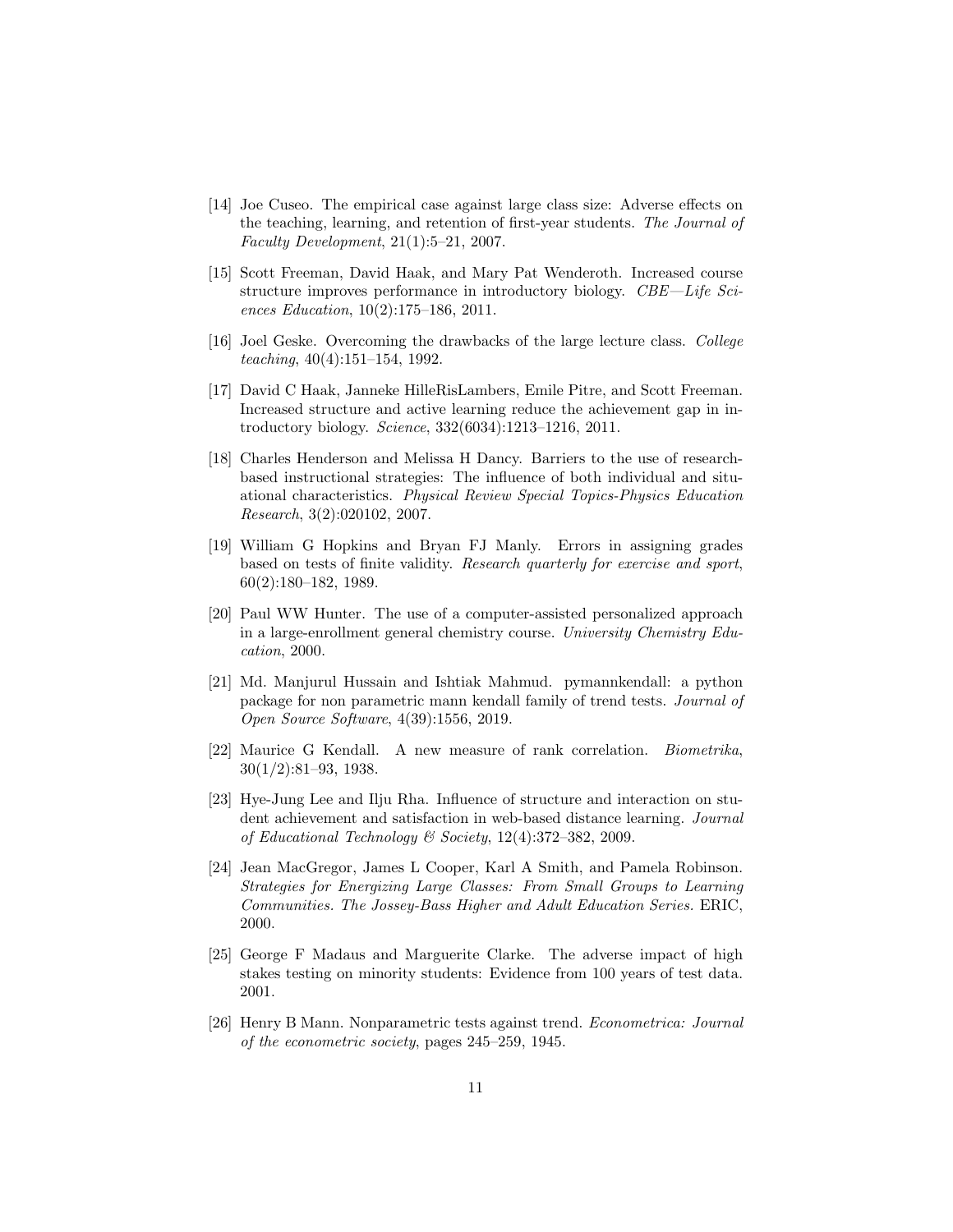[14] Joe Cuseo. The empirical case against large class size: Adverse effects on the teaching, learning, and retention of first-year students. *The Journal of Faculty Development*, 21(1):5–21, 2007.

[15] Scott Freeman, David Haak, and Mary Pat Wenderoth. Increased course structure improves performance in introductory biology. *CBE—Life Sciences Education*, 10(2):175–186, 2011.

[16] Joel Geske. Overcoming the drawbacks of the large lecture class. *College teaching*, 40(4):151–154, 1992.

[17] David C Haak, Janneke HilleRisLambers, Emile Pitre, and Scott Freeman. Increased structure and active learning reduce the achievement gap in introductory biology. *Science*, 332(6034):1213–1216, 2011.

[18] Charles Henderson and Melissa H Dancy. Barriers to the use of research-based instructional strategies: The influence of both individual and situational characteristics. *Physical Review Special Topics-Physics Education Research*, 3(2):020102, 2007.

[19] William G Hopkins and Bryan FJ Manly. Errors in assigning grades based on tests of finite validity. *Research quarterly for exercise and sport*, 60(2):180–182, 1989.

[20] Paul WW Hunter. The use of a computer-assisted personalized approach in a large-enrollment general chemistry course. *University Chemistry Education*, 2000.

[21] Md. Manjurul Hussain and Ishtiak Mahmud. pymannkendall: a python package for non parametric mann kendall family of trend tests. *Journal of Open Source Software*, 4(39):1556, 2019.

[22] Maurice G Kendall. A new measure of rank correlation. *Biometrika*, 30(1/2):81–93, 1938.

[23] Hye-Jung Lee and Ilju Rha. Influence of structure and interaction on student achievement and satisfaction in web-based distance learning. *Journal of Educational Technology & Society*, 12(4):372–382, 2009.

[24] Jean MacGregor, James L Cooper, Karl A Smith, and Pamela Robinson. *Strategies for Energizing Large Classes: From Small Groups to Learning Communities. The Jossey-Bass Higher and Adult Education Series*. ERIC, 2000.

[25] George F Madaus and Marguerite Clarke. The adverse impact of high stakes testing on minority students: Evidence from 100 years of test data. 2001.

[26] Henry B Mann. Nonparametric tests against trend. *Econometrica: Journal of the econometric society*, pages 245–259, 1945.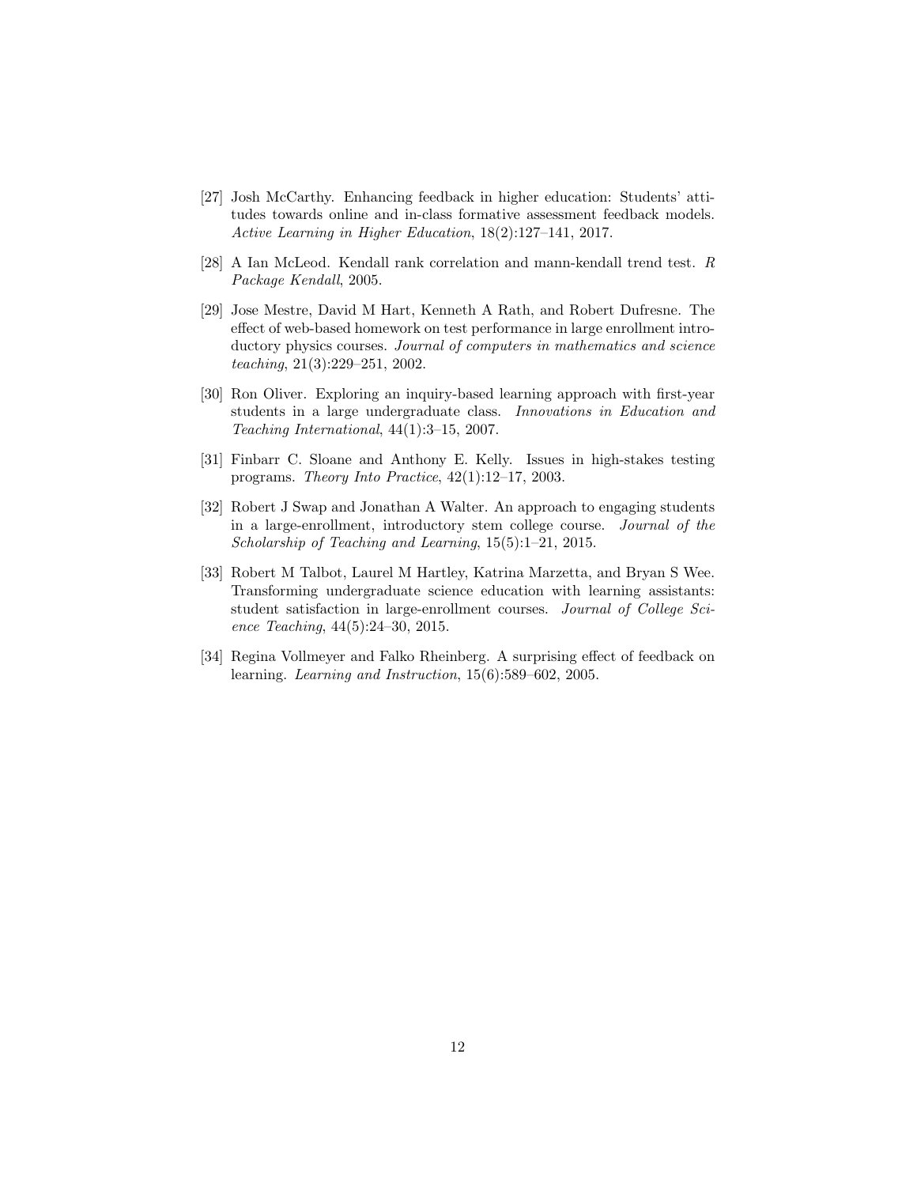[27] Josh McCarthy. Enhancing feedback in higher education: Students' attitudes towards online and in-class formative assessment feedback models. *Active Learning in Higher Education*, 18(2):127–141, 2017.

[28] A Ian McLeod. Kendall rank correlation and mann-kendall trend test. *R Package Kendall*, 2005.

[29] Jose Mestre, David M Hart, Kenneth A Rath, and Robert Dufresne. The effect of web-based homework on test performance in large enrollment introductory physics courses. *Journal of computers in mathematics and science teaching*, 21(3):229–251, 2002.

[30] Ron Oliver. Exploring an inquiry-based learning approach with first-year students in a large undergraduate class. *Innovations in Education and Teaching International*, 44(1):3–15, 2007.

[31] Finbarr C. Sloane and Anthony E. Kelly. Issues in high-stakes testing programs. *Theory Into Practice*, 42(1):12–17, 2003.

[32] Robert J Swap and Jonathan A Walter. An approach to engaging students in a large-enrollment, introductory stem college course. *Journal of the Scholarship of Teaching and Learning*, 15(5):1–21, 2015.

[33] Robert M Talbot, Laurel M Hartley, Katrina Marzetta, and Bryan S Wee. Transforming undergraduate science education with learning assistants: student satisfaction in large-enrollment courses. *Journal of College Science Teaching*, 44(5):24–30, 2015.

[34] Regina Vollmeyer and Falko Rheinberg. A surprising effect of feedback on learning. *Learning and Instruction*, 15(6):589–602, 2005.